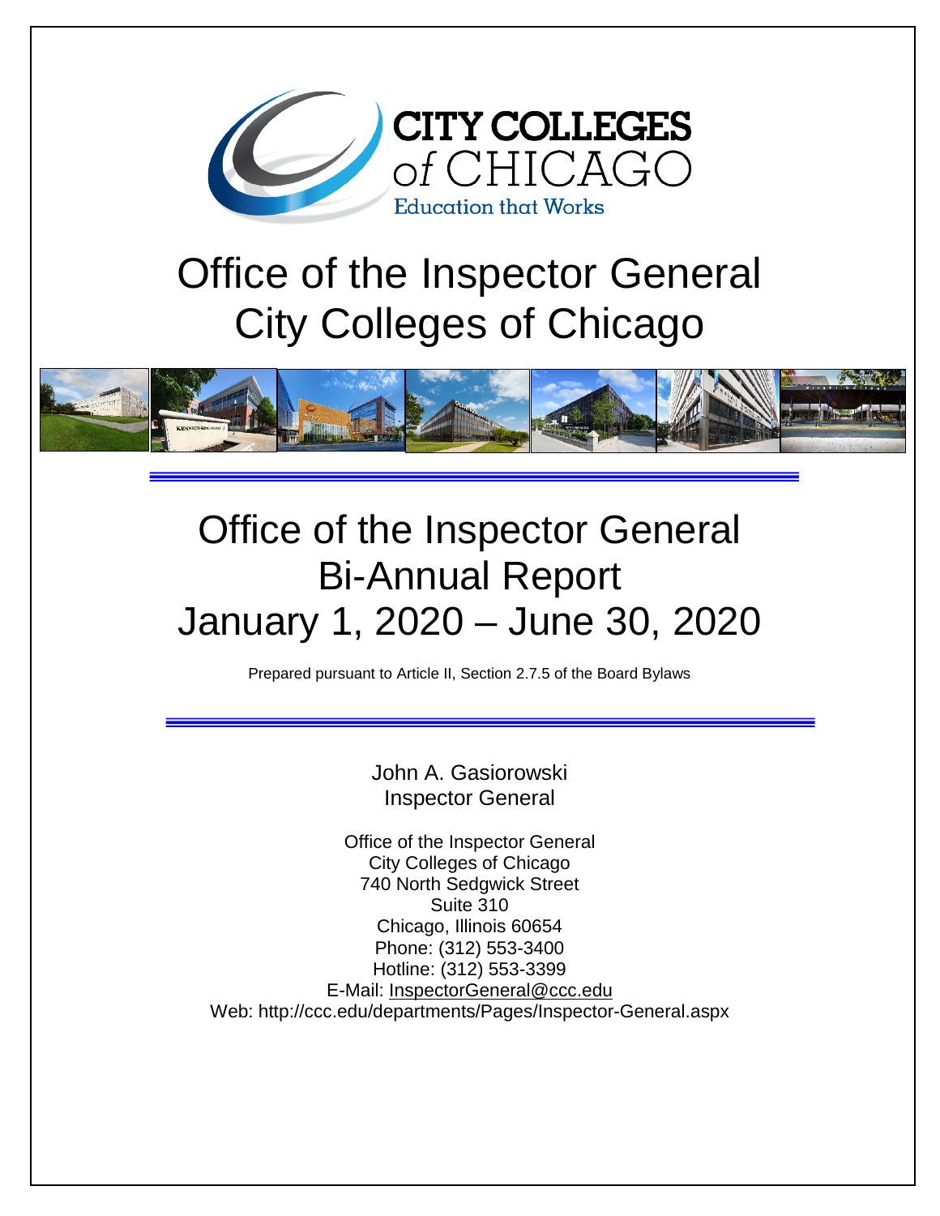CITY COLLEGES of CHICAGO
Education that Works

# Office of the Inspector General
# City Colleges of Chicago

# Office of the Inspector General
# Bi-Annual Report
# January 1, 2020 – June 30, 2020

Prepared pursuant to Article II, Section 2.7.5 of the Board Bylaws

John A. Gasiorowski
Inspector General

Office of the Inspector General
City Colleges of Chicago
740 North Sedgwick Street
Suite 310
Chicago, Illinois 60654
Phone: (312) 553-3400
Hotline: (312) 553-3399
E-Mail: InspectorGeneral@ccc.edu
Web: http://ccc.edu/departments/Pages/Inspector-General.aspx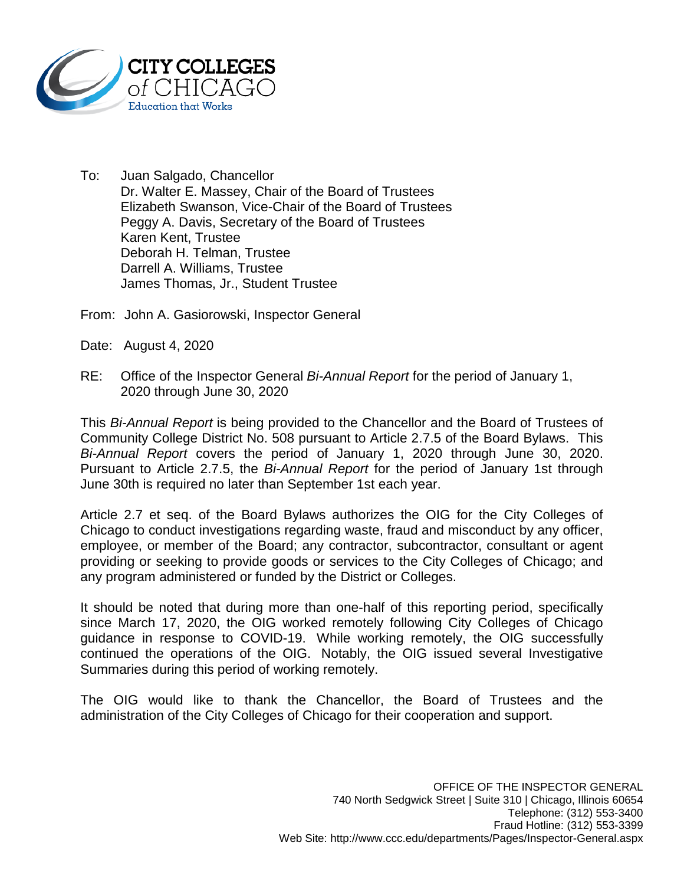**CITY COLLEGES of CHICAGO**
Education that Works

To: Juan Salgado, Chancellor
Dr. Walter E. Massey, Chair of the Board of Trustees
Elizabeth Swanson, Vice-Chair of the Board of Trustees
Peggy A. Davis, Secretary of the Board of Trustees
Karen Kent, Trustee
Deborah H. Telman, Trustee
Darrell A. Williams, Trustee
James Thomas, Jr., Student Trustee

From: John A. Gasiorowski, Inspector General

Date: August 4, 2020

RE: Office of the Inspector General *Bi-Annual Report* for the period of January 1, 2020 through June 30, 2020

This *Bi-Annual Report* is being provided to the Chancellor and the Board of Trustees of Community College District No. 508 pursuant to Article 2.7.5 of the Board Bylaws. This *Bi-Annual Report* covers the period of January 1, 2020 through June 30, 2020. Pursuant to Article 2.7.5, the *Bi-Annual Report* for the period of January 1st through June 30th is required no later than September 1st each year.

Article 2.7 et seq. of the Board Bylaws authorizes the OIG for the City Colleges of Chicago to conduct investigations regarding waste, fraud and misconduct by any officer, employee, or member of the Board; any contractor, subcontractor, consultant or agent providing or seeking to provide goods or services to the City Colleges of Chicago; and any program administered or funded by the District or Colleges.

It should be noted that during more than one-half of this reporting period, specifically since March 17, 2020, the OIG worked remotely following City Colleges of Chicago guidance in response to COVID-19. While working remotely, the OIG successfully continued the operations of the OIG. Notably, the OIG issued several Investigative Summaries during this period of working remotely.

The OIG would like to thank the Chancellor, the Board of Trustees and the administration of the City Colleges of Chicago for their cooperation and support.

OFFICE OF THE INSPECTOR GENERAL
740 North Sedgwick Street | Suite 310 | Chicago, Illinois 60654
Telephone: (312) 553-3400
Fraud Hotline: (312) 553-3399
Web Site: http://www.ccc.edu/departments/Pages/Inspector-General.aspx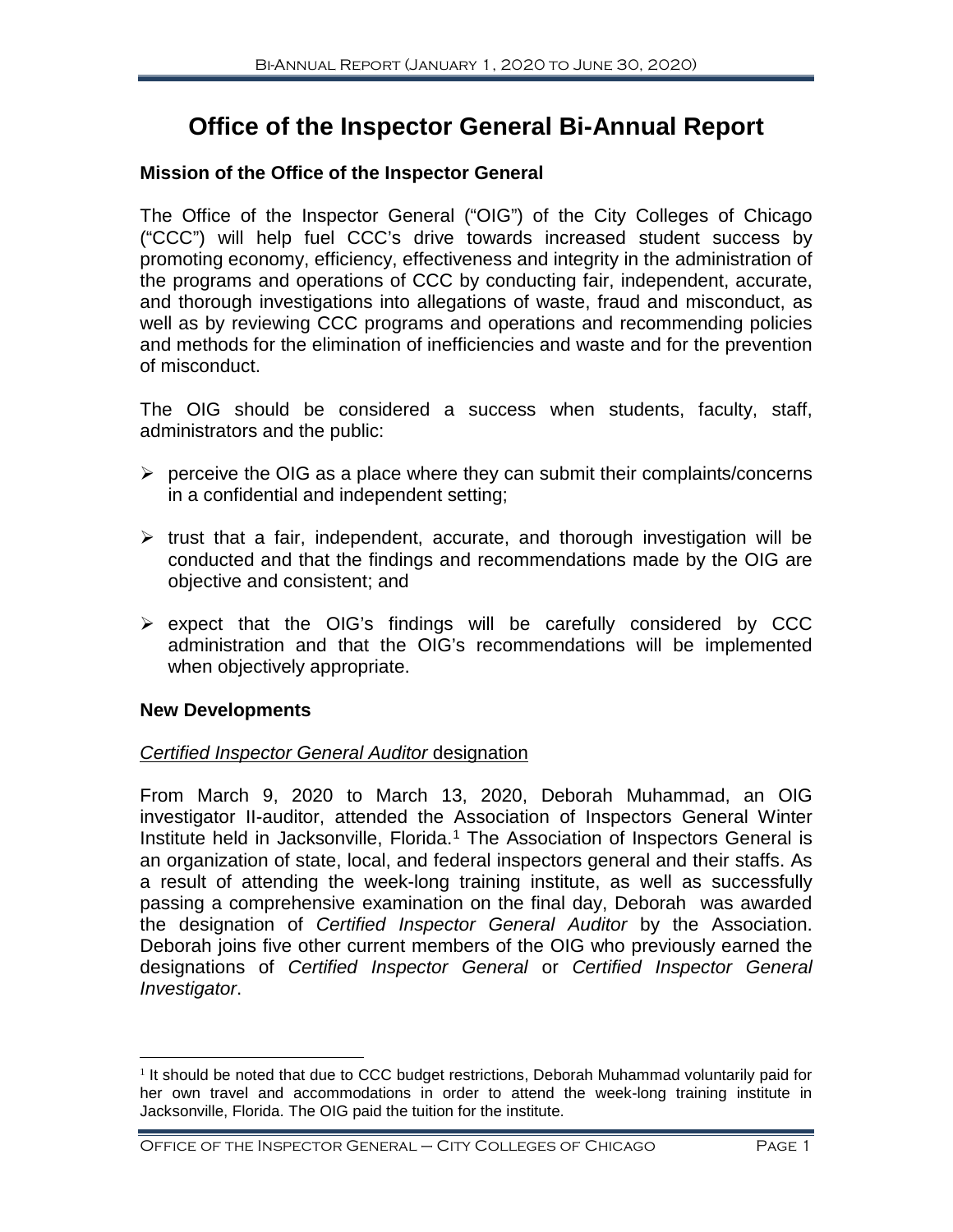# Office of the Inspector General Bi-Annual Report

## Mission of the Office of the Inspector General

The Office of the Inspector General ("OIG") of the City Colleges of Chicago ("CCC") will help fuel CCC's drive towards increased student success by promoting economy, efficiency, effectiveness and integrity in the administration of the programs and operations of CCC by conducting fair, independent, accurate, and thorough investigations into allegations of waste, fraud and misconduct, as well as by reviewing CCC programs and operations and recommending policies and methods for the elimination of inefficiencies and waste and for the prevention of misconduct.

The OIG should be considered a success when students, faculty, staff, administrators and the public:

- perceive the OIG as a place where they can submit their complaints/concerns in a confidential and independent setting;
- trust that a fair, independent, accurate, and thorough investigation will be conducted and that the findings and recommendations made by the OIG are objective and consistent; and
- expect that the OIG's findings will be carefully considered by CCC administration and that the OIG's recommendations will be implemented when objectively appropriate.

## New Developments

### *Certified Inspector General Auditor* designation

From March 9, 2020 to March 13, 2020, Deborah Muhammad, an OIG investigator II-auditor, attended the Association of Inspectors General Winter Institute held in Jacksonville, Florida.[1] The Association of Inspectors General is an organization of state, local, and federal inspectors general and their staffs. As a result of attending the week-long training institute, as well as successfully passing a comprehensive examination on the final day, Deborah was awarded the designation of *Certified Inspector General Auditor* by the Association. Deborah joins five other current members of the OIG who previously earned the designations of *Certified Inspector General* or *Certified Inspector General Investigator*.

[1] It should be noted that due to CCC budget restrictions, Deborah Muhammad voluntarily paid for her own travel and accommodations in order to attend the week-long training institute in Jacksonville, Florida. The OIG paid the tuition for the institute.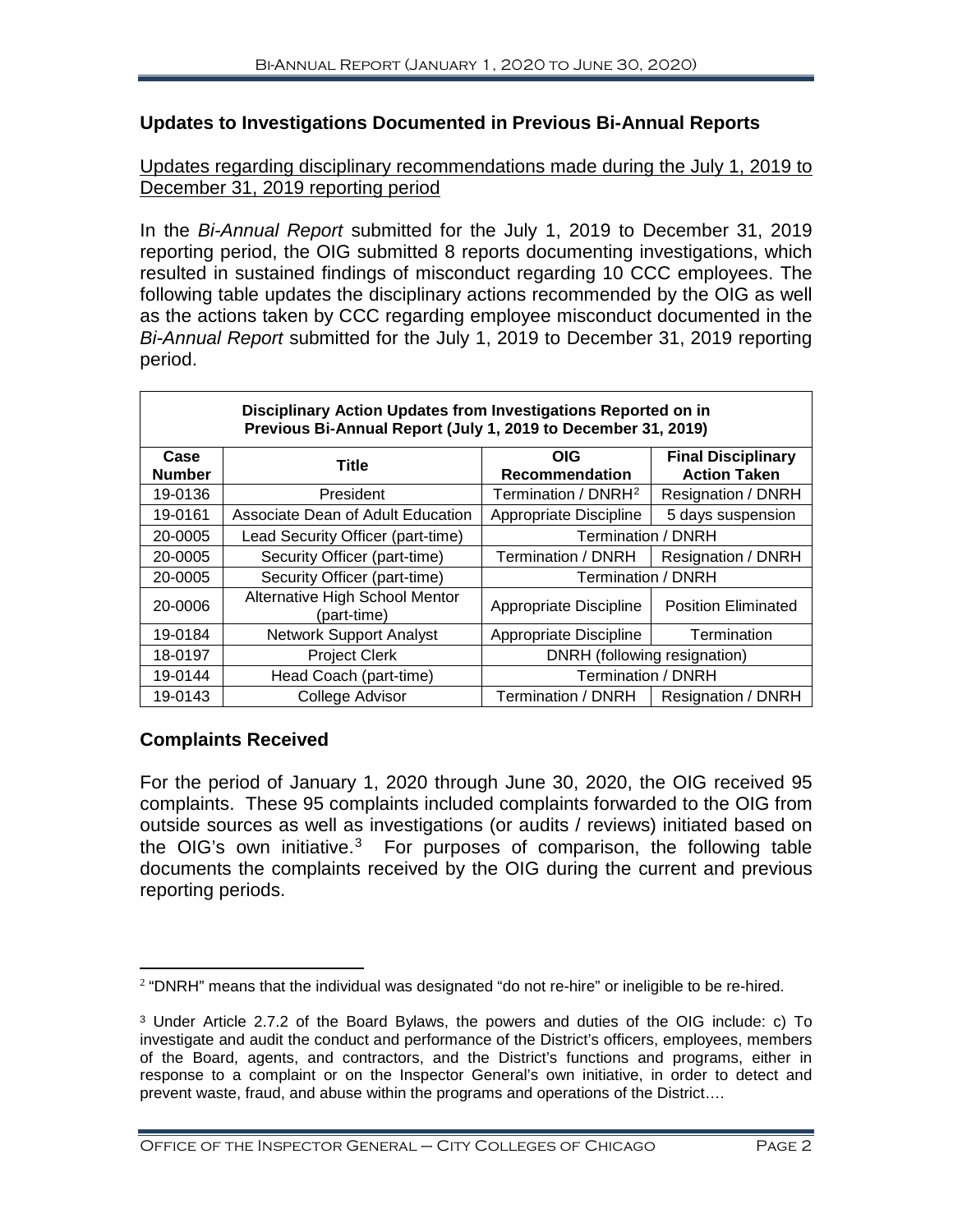## Updates to Investigations Documented in Previous Bi-Annual Reports

Updates regarding disciplinary recommendations made during the July 1, 2019 to December 31, 2019 reporting period

In the *Bi-Annual Report* submitted for the July 1, 2019 to December 31, 2019 reporting period, the OIG submitted 8 reports documenting investigations, which resulted in sustained findings of misconduct regarding 10 CCC employees. The following table updates the disciplinary actions recommended by the OIG as well as the actions taken by CCC regarding employee misconduct documented in the *Bi-Annual Report* submitted for the July 1, 2019 to December 31, 2019 reporting period.

| Disciplinary Action Updates from Investigations Reported on in Previous Bi-Annual Report (July 1, 2019 to December 31, 2019) | | | |
|---|---|---|---|
| **Case Number** | **Title** | **OIG Recommendation** | **Final Disciplinary Action Taken** |
| 19-0136 | President | Termination / DNRH[2] | Resignation / DNRH |
| 19-0161 | Associate Dean of Adult Education | Appropriate Discipline | 5 days suspension |
| 20-0005 | Lead Security Officer (part-time) | Termination / DNRH | |
| 20-0005 | Security Officer (part-time) | Termination / DNRH | Resignation / DNRH |
| 20-0005 | Security Officer (part-time) | Termination / DNRH | |
| 20-0006 | Alternative High School Mentor (part-time) | Appropriate Discipline | Position Eliminated |
| 19-0184 | Network Support Analyst | Appropriate Discipline | Termination |
| 18-0197 | Project Clerk | DNRH (following resignation) | |
| 19-0144 | Head Coach (part-time) | Termination / DNRH | |
| 19-0143 | College Advisor | Termination / DNRH | Resignation / DNRH |

## Complaints Received

For the period of January 1, 2020 through June 30, 2020, the OIG received 95 complaints. These 95 complaints included complaints forwarded to the OIG from outside sources as well as investigations (or audits / reviews) initiated based on the OIG's own initiative.[3] For purposes of comparison, the following table documents the complaints received by the OIG during the current and previous reporting periods.

---

[2] "DNRH" means that the individual was designated "do not re-hire" or ineligible to be re-hired.

[3] Under Article 2.7.2 of the Board Bylaws, the powers and duties of the OIG include: c) To investigate and audit the conduct and performance of the District's officers, employees, members of the Board, agents, and contractors, and the District's functions and programs, either in response to a complaint or on the Inspector General's own initiative, in order to detect and prevent waste, fraud, and abuse within the programs and operations of the District….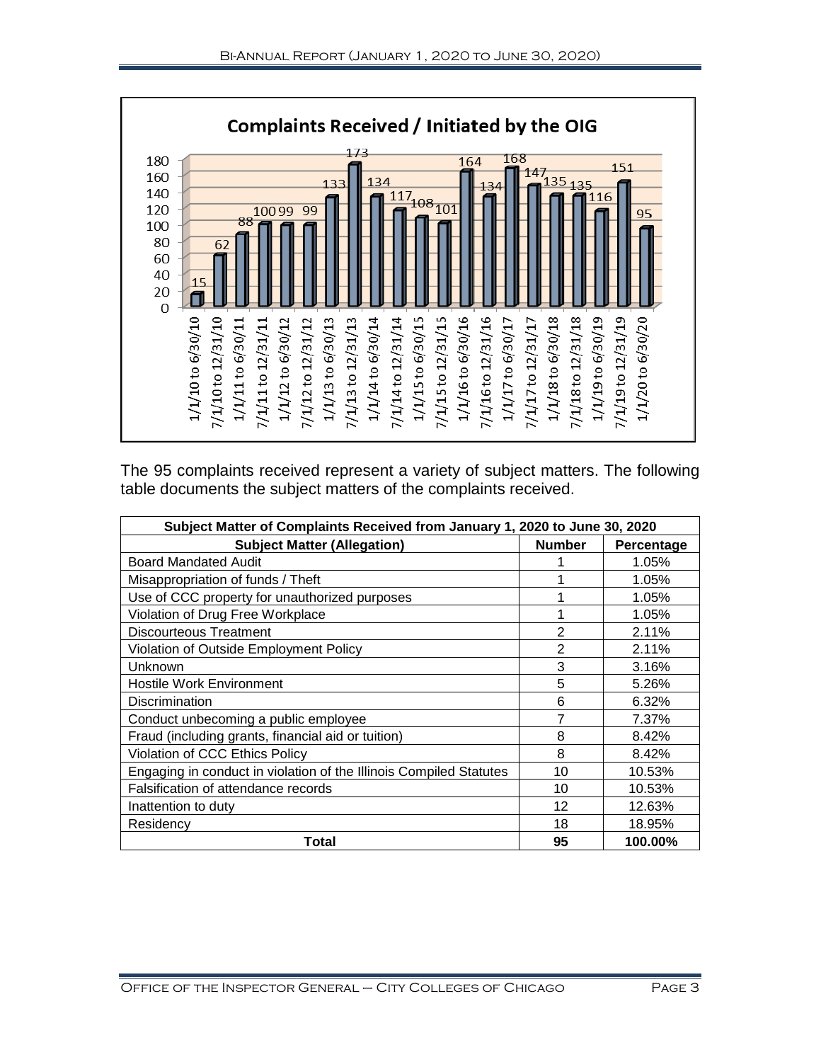**Complaints Received / Initiated by the OIG**

| Period | Complaints |
|---|---|
| 1/1/10 to 6/30/10 | 15 |
| 7/1/10 to 12/31/10 | 62 |
| 1/1/11 to 6/30/11 | 88 |
| 7/1/11 to 12/31/11 | 100 |
| 1/1/12 to 6/30/12 | 99 |
| 7/1/12 to 12/31/12 | 99 |
| 1/1/13 to 6/30/13 | 133 |
| 7/1/13 to 12/31/13 | 173 |
| 1/1/14 to 6/30/14 | 134 |
| 7/1/14 to 12/31/14 | 117 |
| 1/1/15 to 6/30/15 | 108 |
| 7/1/15 to 12/31/15 | 101 |
| 1/1/16 to 6/30/16 | 164 |
| 7/1/16 to 12/31/16 | 134 |
| 1/1/17 to 6/30/17 | 168 |
| 7/1/17 to 12/31/17 | 147 |
| 1/1/18 to 6/30/18 | 135 |
| 7/1/18 to 12/31/18 | 135 |
| 1/1/19 to 6/30/19 | 116 |
| 7/1/19 to 12/31/19 | 151 |
| 1/1/20 to 6/30/20 | 95 |

The 95 complaints received represent a variety of subject matters. The following table documents the subject matters of the complaints received.

| Subject Matter of Complaints Received from January 1, 2020 to June 30, 2020 | | |
|---|---|---|
| **Subject Matter (Allegation)** | **Number** | **Percentage** |
| Board Mandated Audit | 1 | 1.05% |
| Misappropriation of funds / Theft | 1 | 1.05% |
| Use of CCC property for unauthorized purposes | 1 | 1.05% |
| Violation of Drug Free Workplace | 1 | 1.05% |
| Discourteous Treatment | 2 | 2.11% |
| Violation of Outside Employment Policy | 2 | 2.11% |
| Unknown | 3 | 3.16% |
| Hostile Work Environment | 5 | 5.26% |
| Discrimination | 6 | 6.32% |
| Conduct unbecoming a public employee | 7 | 7.37% |
| Fraud (including grants, financial aid or tuition) | 8 | 8.42% |
| Violation of CCC Ethics Policy | 8 | 8.42% |
| Engaging in conduct in violation of the Illinois Compiled Statutes | 10 | 10.53% |
| Falsification of attendance records | 10 | 10.53% |
| Inattention to duty | 12 | 12.63% |
| Residency | 18 | 18.95% |
| **Total** | **95** | **100.00%** |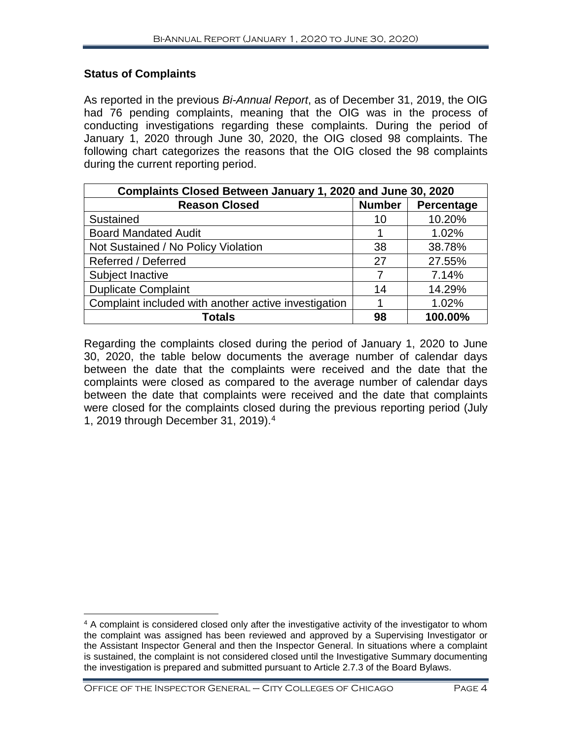## Status of Complaints

As reported in the previous *Bi-Annual Report*, as of December 31, 2019, the OIG had 76 pending complaints, meaning that the OIG was in the process of conducting investigations regarding these complaints. During the period of January 1, 2020 through June 30, 2020, the OIG closed 98 complaints. The following chart categorizes the reasons that the OIG closed the 98 complaints during the current reporting period.

| Complaints Closed Between January 1, 2020 and June 30, 2020 | | |
|---|---|---|
| **Reason Closed** | **Number** | **Percentage** |
| Sustained | 10 | 10.20% |
| Board Mandated Audit | 1 | 1.02% |
| Not Sustained / No Policy Violation | 38 | 38.78% |
| Referred / Deferred | 27 | 27.55% |
| Subject Inactive | 7 | 7.14% |
| Duplicate Complaint | 14 | 14.29% |
| Complaint included with another active investigation | 1 | 1.02% |
| **Totals** | **98** | **100.00%** |

Regarding the complaints closed during the period of January 1, 2020 to June 30, 2020, the table below documents the average number of calendar days between the date that the complaints were received and the date that the complaints were closed as compared to the average number of calendar days between the date that complaints were received and the date that complaints were closed for the complaints closed during the previous reporting period (July 1, 2019 through December 31, 2019).[4]

[4] A complaint is considered closed only after the investigative activity of the investigator to whom the complaint was assigned has been reviewed and approved by a Supervising Investigator or the Assistant Inspector General and then the Inspector General. In situations where a complaint is sustained, the complaint is not considered closed until the Investigative Summary documenting the investigation is prepared and submitted pursuant to Article 2.7.3 of the Board Bylaws.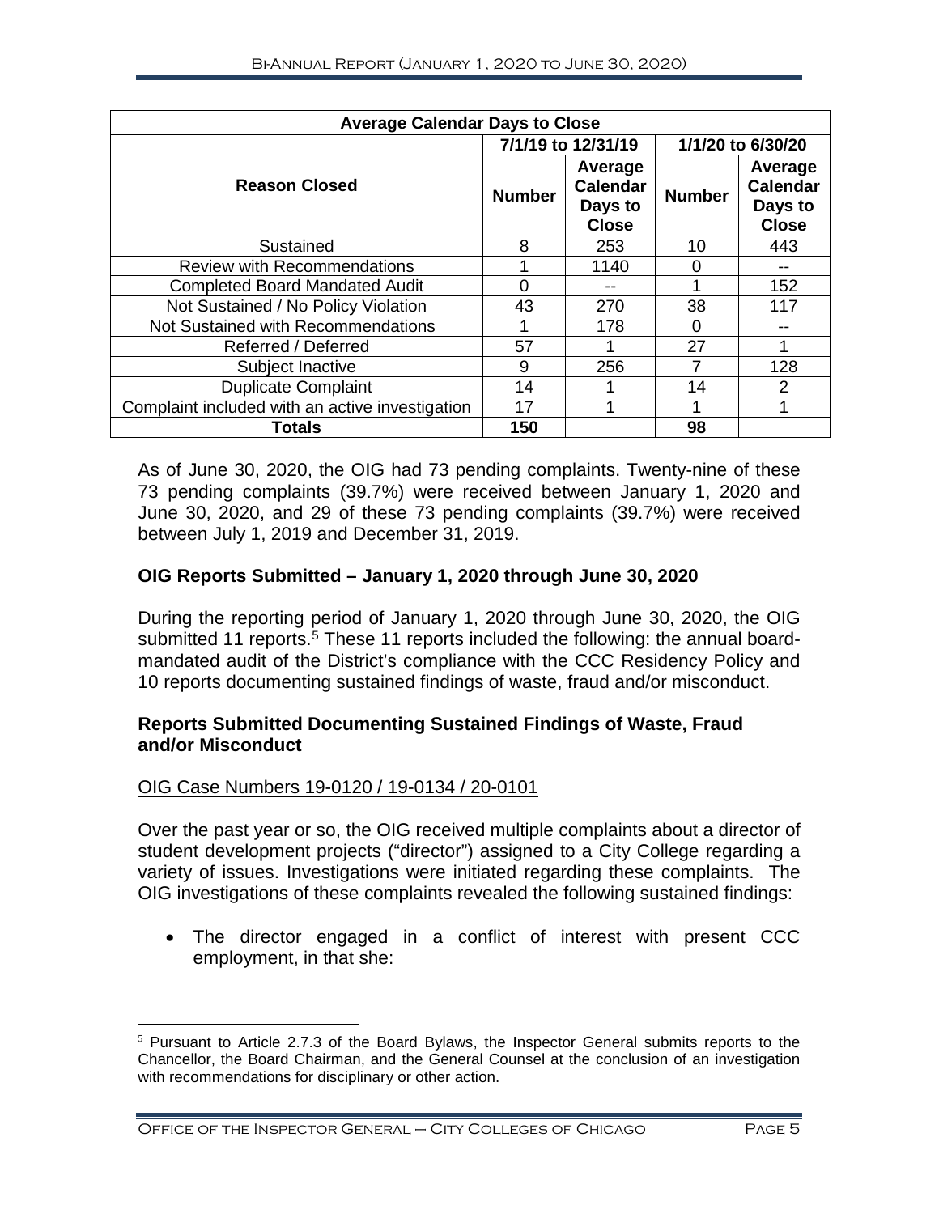| Average Calendar Days to Close | | | | |
|---|---|---|---|---|
| | 7/1/19 to 12/31/19 | | 1/1/20 to 6/30/20 | |
| Reason Closed | Number | Average Calendar Days to Close | Number | Average Calendar Days to Close |
| Sustained | 8 | 253 | 10 | 443 |
| Review with Recommendations | 1 | 1140 | 0 | -- |
| Completed Board Mandated Audit | 0 | -- | 1 | 152 |
| Not Sustained / No Policy Violation | 43 | 270 | 38 | 117 |
| Not Sustained with Recommendations | 1 | 178 | 0 | -- |
| Referred / Deferred | 57 | 1 | 27 | 1 |
| Subject Inactive | 9 | 256 | 7 | 128 |
| Duplicate Complaint | 14 | 1 | 14 | 2 |
| Complaint included with an active investigation | 17 | 1 | 1 | 1 |
| **Totals** | **150** | | **98** | |

As of June 30, 2020, the OIG had 73 pending complaints. Twenty-nine of these 73 pending complaints (39.7%) were received between January 1, 2020 and June 30, 2020, and 29 of these 73 pending complaints (39.7%) were received between July 1, 2019 and December 31, 2019.

## OIG Reports Submitted – January 1, 2020 through June 30, 2020

During the reporting period of January 1, 2020 through June 30, 2020, the OIG submitted 11 reports.[5] These 11 reports included the following: the annual board-mandated audit of the District's compliance with the CCC Residency Policy and 10 reports documenting sustained findings of waste, fraud and/or misconduct.

### Reports Submitted Documenting Sustained Findings of Waste, Fraud and/or Misconduct

OIG Case Numbers 19-0120 / 19-0134 / 20-0101

Over the past year or so, the OIG received multiple complaints about a director of student development projects ("director") assigned to a City College regarding a variety of issues. Investigations were initiated regarding these complaints. The OIG investigations of these complaints revealed the following sustained findings:

- The director engaged in a conflict of interest with present CCC employment, in that she:

[5] Pursuant to Article 2.7.3 of the Board Bylaws, the Inspector General submits reports to the Chancellor, the Board Chairman, and the General Counsel at the conclusion of an investigation with recommendations for disciplinary or other action.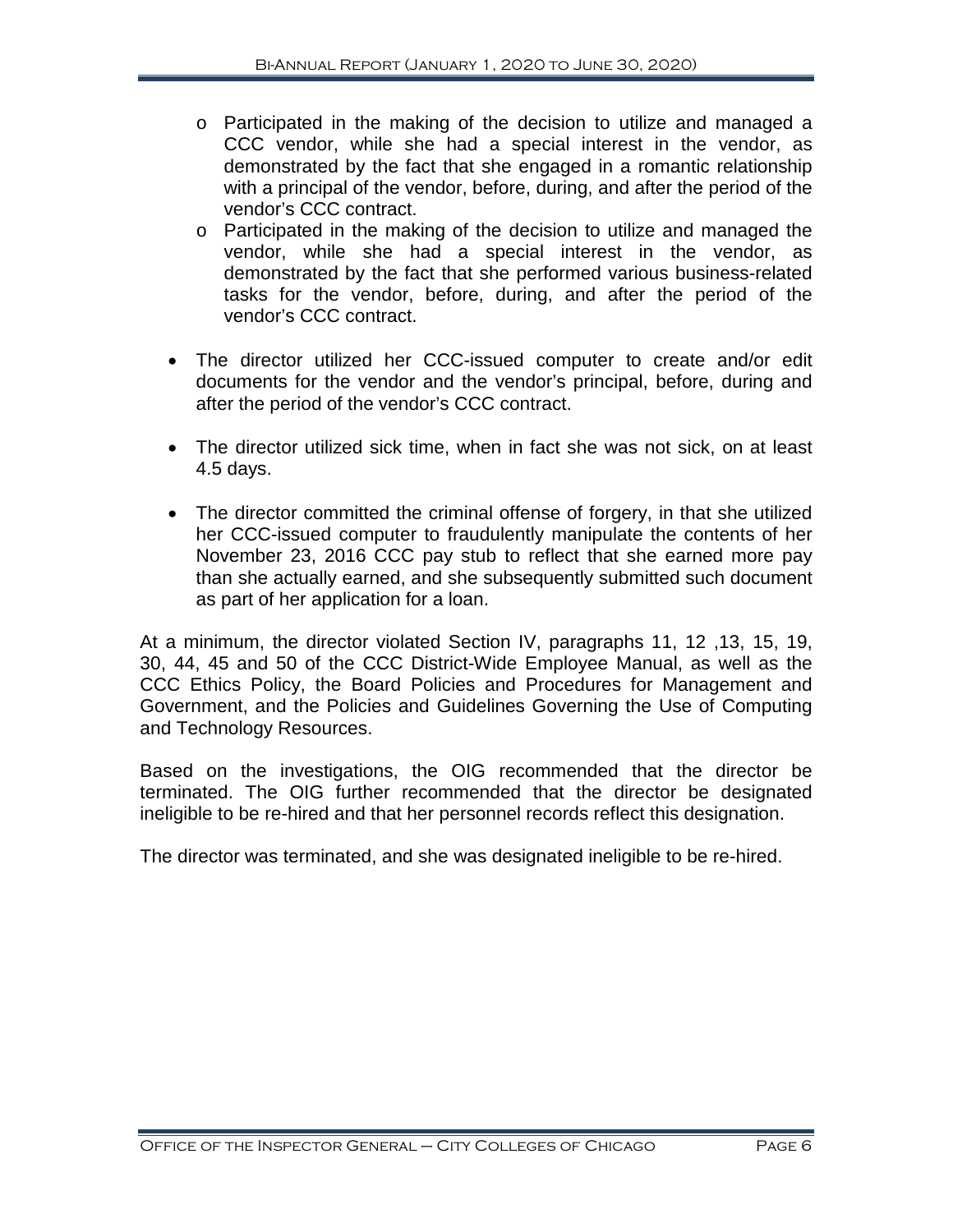- Participated in the making of the decision to utilize and managed a CCC vendor, while she had a special interest in the vendor, as demonstrated by the fact that she engaged in a romantic relationship with a principal of the vendor, before, during, and after the period of the vendor's CCC contract.
  - Participated in the making of the decision to utilize and managed the vendor, while she had a special interest in the vendor, as demonstrated by the fact that she performed various business-related tasks for the vendor, before, during, and after the period of the vendor's CCC contract.

- The director utilized her CCC-issued computer to create and/or edit documents for the vendor and the vendor's principal, before, during and after the period of the vendor's CCC contract.

- The director utilized sick time, when in fact she was not sick, on at least 4.5 days.

- The director committed the criminal offense of forgery, in that she utilized her CCC-issued computer to fraudulently manipulate the contents of her November 23, 2016 CCC pay stub to reflect that she earned more pay than she actually earned, and she subsequently submitted such document as part of her application for a loan.

At a minimum, the director violated Section IV, paragraphs 11, 12 ,13, 15, 19, 30, 44, 45 and 50 of the CCC District-Wide Employee Manual, as well as the CCC Ethics Policy, the Board Policies and Procedures for Management and Government, and the Policies and Guidelines Governing the Use of Computing and Technology Resources.

Based on the investigations, the OIG recommended that the director be terminated. The OIG further recommended that the director be designated ineligible to be re-hired and that her personnel records reflect this designation.

The director was terminated, and she was designated ineligible to be re-hired.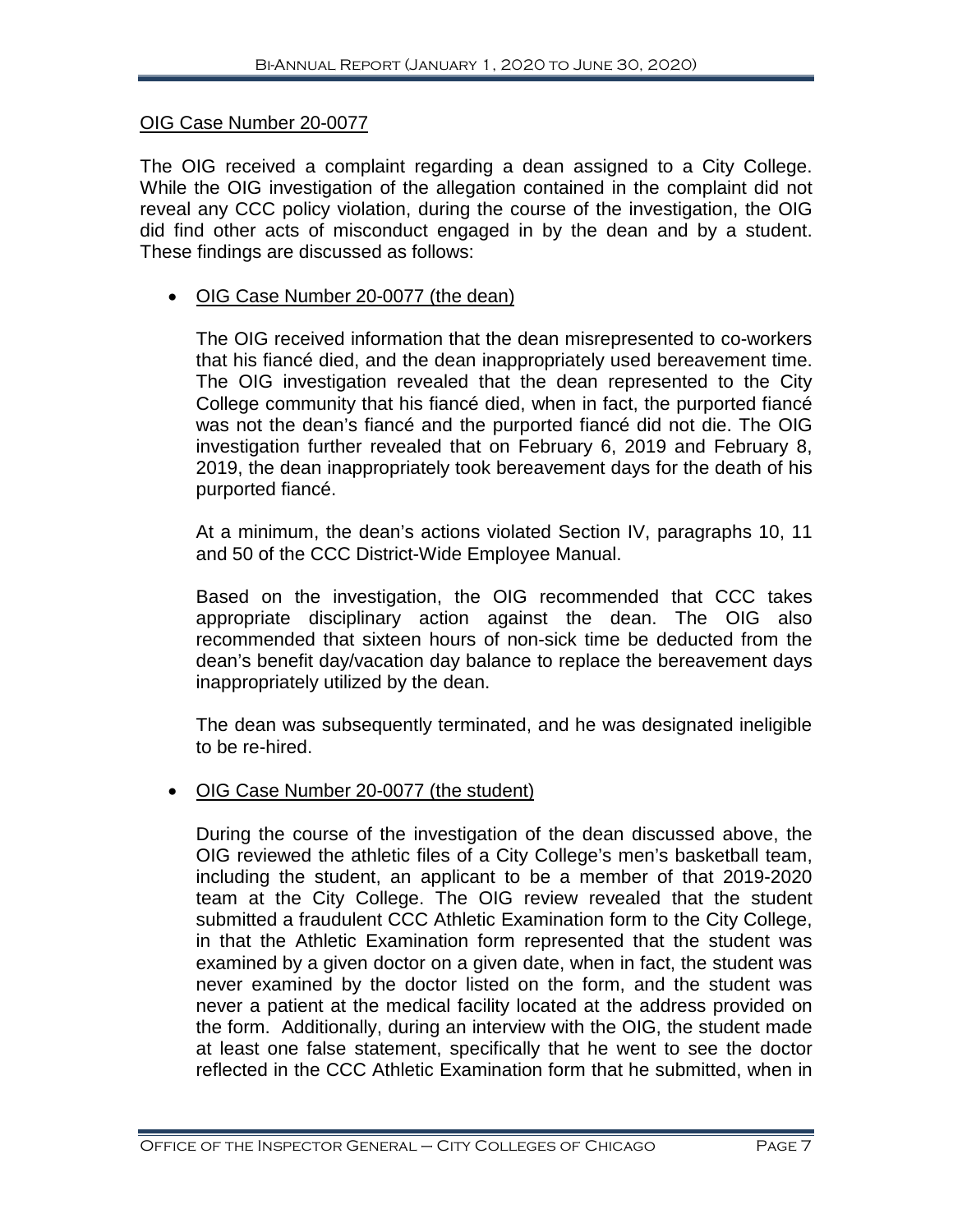OIG Case Number 20-0077

The OIG received a complaint regarding a dean assigned to a City College. While the OIG investigation of the allegation contained in the complaint did not reveal any CCC policy violation, during the course of the investigation, the OIG did find other acts of misconduct engaged in by the dean and by a student. These findings are discussed as follows:

- OIG Case Number 20-0077 (the dean)

  The OIG received information that the dean misrepresented to co-workers that his fiancé died, and the dean inappropriately used bereavement time. The OIG investigation revealed that the dean represented to the City College community that his fiancé died, when in fact, the purported fiancé was not the dean's fiancé and the purported fiancé did not die. The OIG investigation further revealed that on February 6, 2019 and February 8, 2019, the dean inappropriately took bereavement days for the death of his purported fiancé.

  At a minimum, the dean's actions violated Section IV, paragraphs 10, 11 and 50 of the CCC District-Wide Employee Manual.

  Based on the investigation, the OIG recommended that CCC takes appropriate disciplinary action against the dean. The OIG also recommended that sixteen hours of non-sick time be deducted from the dean's benefit day/vacation day balance to replace the bereavement days inappropriately utilized by the dean.

  The dean was subsequently terminated, and he was designated ineligible to be re-hired.

- OIG Case Number 20-0077 (the student)

  During the course of the investigation of the dean discussed above, the OIG reviewed the athletic files of a City College's men's basketball team, including the student, an applicant to be a member of that 2019-2020 team at the City College. The OIG review revealed that the student submitted a fraudulent CCC Athletic Examination form to the City College, in that the Athletic Examination form represented that the student was examined by a given doctor on a given date, when in fact, the student was never examined by the doctor listed on the form, and the student was never a patient at the medical facility located at the address provided on the form. Additionally, during an interview with the OIG, the student made at least one false statement, specifically that he went to see the doctor reflected in the CCC Athletic Examination form that he submitted, when in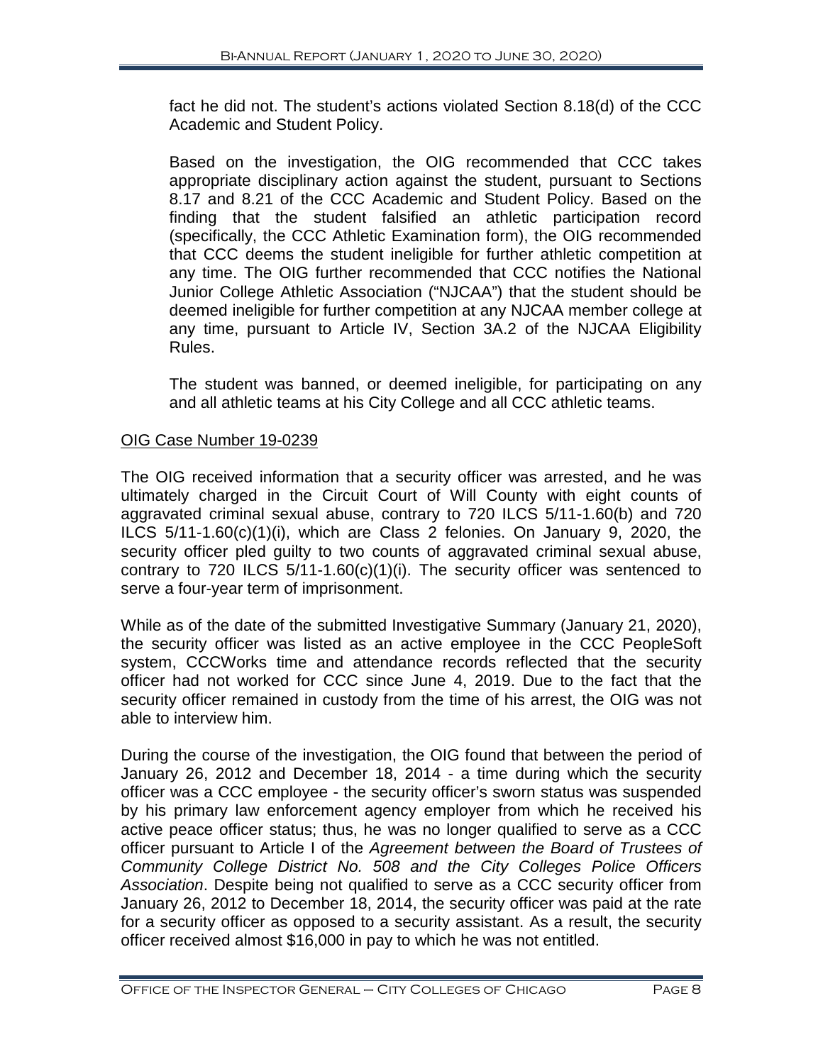fact he did not. The student's actions violated Section 8.18(d) of the CCC Academic and Student Policy.

Based on the investigation, the OIG recommended that CCC takes appropriate disciplinary action against the student, pursuant to Sections 8.17 and 8.21 of the CCC Academic and Student Policy. Based on the finding that the student falsified an athletic participation record (specifically, the CCC Athletic Examination form), the OIG recommended that CCC deems the student ineligible for further athletic competition at any time. The OIG further recommended that CCC notifies the National Junior College Athletic Association ("NJCAA") that the student should be deemed ineligible for further competition at any NJCAA member college at any time, pursuant to Article IV, Section 3A.2 of the NJCAA Eligibility Rules.

The student was banned, or deemed ineligible, for participating on any and all athletic teams at his City College and all CCC athletic teams.

OIG Case Number 19-0239

The OIG received information that a security officer was arrested, and he was ultimately charged in the Circuit Court of Will County with eight counts of aggravated criminal sexual abuse, contrary to 720 ILCS 5/11-1.60(b) and 720 ILCS 5/11-1.60(c)(1)(i), which are Class 2 felonies. On January 9, 2020, the security officer pled guilty to two counts of aggravated criminal sexual abuse, contrary to 720 ILCS 5/11-1.60(c)(1)(i). The security officer was sentenced to serve a four-year term of imprisonment.

While as of the date of the submitted Investigative Summary (January 21, 2020), the security officer was listed as an active employee in the CCC PeopleSoft system, CCCWorks time and attendance records reflected that the security officer had not worked for CCC since June 4, 2019. Due to the fact that the security officer remained in custody from the time of his arrest, the OIG was not able to interview him.

During the course of the investigation, the OIG found that between the period of January 26, 2012 and December 18, 2014 - a time during which the security officer was a CCC employee - the security officer's sworn status was suspended by his primary law enforcement agency employer from which he received his active peace officer status; thus, he was no longer qualified to serve as a CCC officer pursuant to Article I of the *Agreement between the Board of Trustees of Community College District No. 508 and the City Colleges Police Officers Association*. Despite being not qualified to serve as a CCC security officer from January 26, 2012 to December 18, 2014, the security officer was paid at the rate for a security officer as opposed to a security assistant. As a result, the security officer received almost $16,000 in pay to which he was not entitled.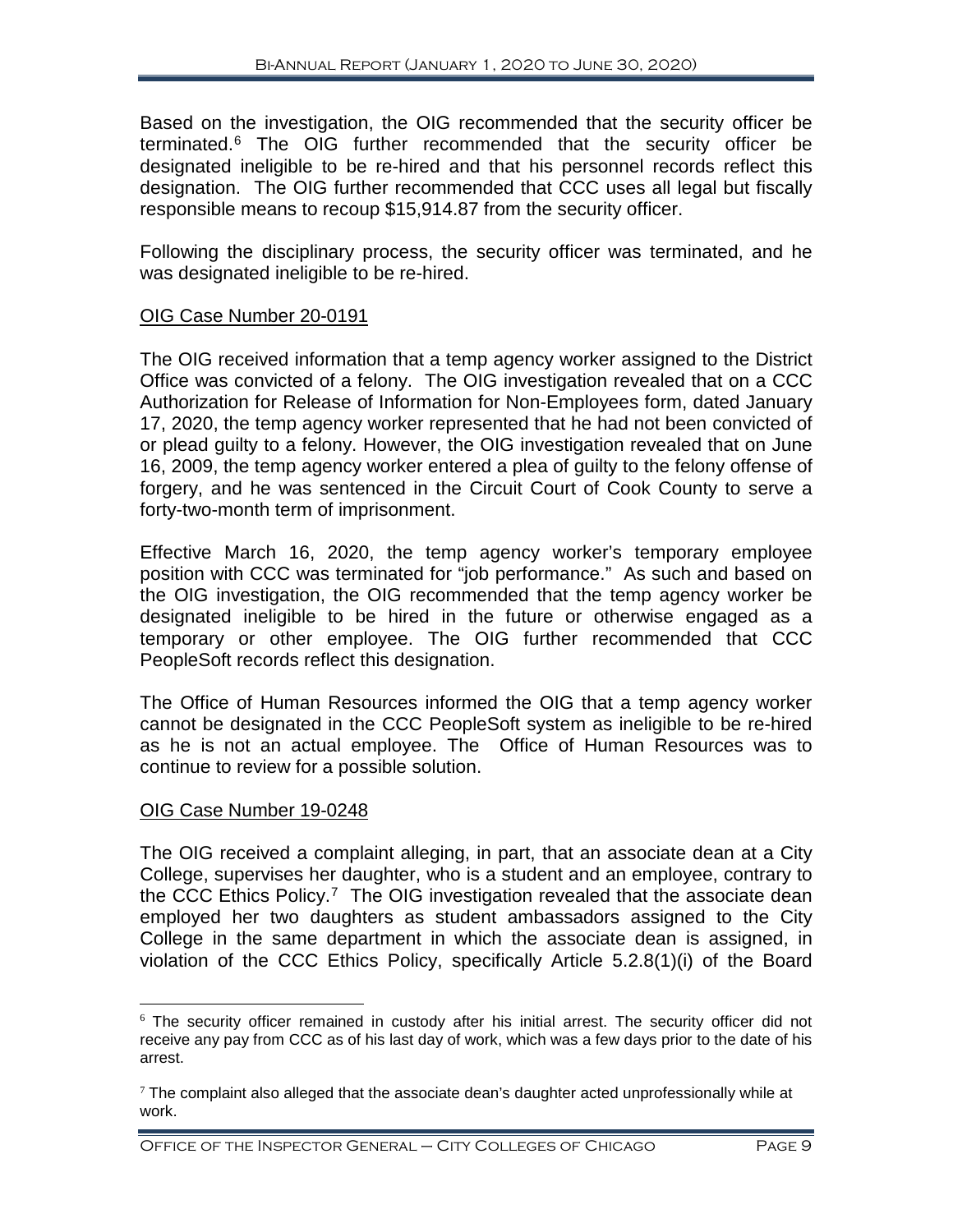Based on the investigation, the OIG recommended that the security officer be terminated.[6] The OIG further recommended that the security officer be designated ineligible to be re-hired and that his personnel records reflect this designation. The OIG further recommended that CCC uses all legal but fiscally responsible means to recoup $15,914.87 from the security officer.

Following the disciplinary process, the security officer was terminated, and he was designated ineligible to be re-hired.

OIG Case Number 20-0191

The OIG received information that a temp agency worker assigned to the District Office was convicted of a felony. The OIG investigation revealed that on a CCC Authorization for Release of Information for Non-Employees form, dated January 17, 2020, the temp agency worker represented that he had not been convicted of or plead guilty to a felony. However, the OIG investigation revealed that on June 16, 2009, the temp agency worker entered a plea of guilty to the felony offense of forgery, and he was sentenced in the Circuit Court of Cook County to serve a forty-two-month term of imprisonment.

Effective March 16, 2020, the temp agency worker's temporary employee position with CCC was terminated for "job performance." As such and based on the OIG investigation, the OIG recommended that the temp agency worker be designated ineligible to be hired in the future or otherwise engaged as a temporary or other employee. The OIG further recommended that CCC PeopleSoft records reflect this designation.

The Office of Human Resources informed the OIG that a temp agency worker cannot be designated in the CCC PeopleSoft system as ineligible to be re-hired as he is not an actual employee. The Office of Human Resources was to continue to review for a possible solution.

OIG Case Number 19-0248

The OIG received a complaint alleging, in part, that an associate dean at a City College, supervises her daughter, who is a student and an employee, contrary to the CCC Ethics Policy.[7] The OIG investigation revealed that the associate dean employed her two daughters as student ambassadors assigned to the City College in the same department in which the associate dean is assigned, in violation of the CCC Ethics Policy, specifically Article 5.2.8(1)(i) of the Board

---

[6] The security officer remained in custody after his initial arrest. The security officer did not receive any pay from CCC as of his last day of work, which was a few days prior to the date of his arrest.

[7] The complaint also alleged that the associate dean's daughter acted unprofessionally while at work.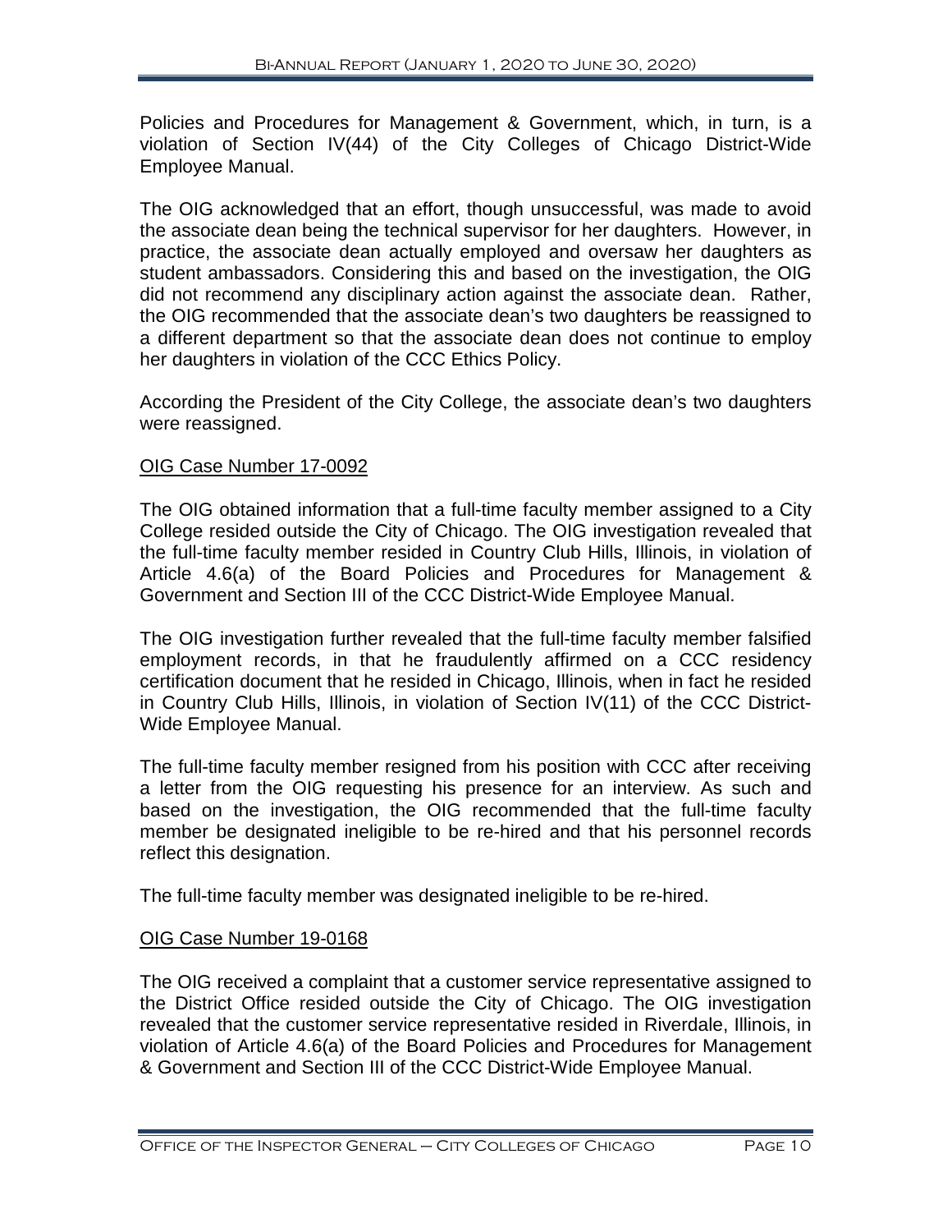Policies and Procedures for Management & Government, which, in turn, is a violation of Section IV(44) of the City Colleges of Chicago District-Wide Employee Manual.

The OIG acknowledged that an effort, though unsuccessful, was made to avoid the associate dean being the technical supervisor for her daughters. However, in practice, the associate dean actually employed and oversaw her daughters as student ambassadors. Considering this and based on the investigation, the OIG did not recommend any disciplinary action against the associate dean. Rather, the OIG recommended that the associate dean's two daughters be reassigned to a different department so that the associate dean does not continue to employ her daughters in violation of the CCC Ethics Policy.

According the President of the City College, the associate dean's two daughters were reassigned.

### OIG Case Number 17-0092

The OIG obtained information that a full-time faculty member assigned to a City College resided outside the City of Chicago. The OIG investigation revealed that the full-time faculty member resided in Country Club Hills, Illinois, in violation of Article 4.6(a) of the Board Policies and Procedures for Management & Government and Section III of the CCC District-Wide Employee Manual.

The OIG investigation further revealed that the full-time faculty member falsified employment records, in that he fraudulently affirmed on a CCC residency certification document that he resided in Chicago, Illinois, when in fact he resided in Country Club Hills, Illinois, in violation of Section IV(11) of the CCC District-Wide Employee Manual.

The full-time faculty member resigned from his position with CCC after receiving a letter from the OIG requesting his presence for an interview. As such and based on the investigation, the OIG recommended that the full-time faculty member be designated ineligible to be re-hired and that his personnel records reflect this designation.

The full-time faculty member was designated ineligible to be re-hired.

### OIG Case Number 19-0168

The OIG received a complaint that a customer service representative assigned to the District Office resided outside the City of Chicago. The OIG investigation revealed that the customer service representative resided in Riverdale, Illinois, in violation of Article 4.6(a) of the Board Policies and Procedures for Management & Government and Section III of the CCC District-Wide Employee Manual.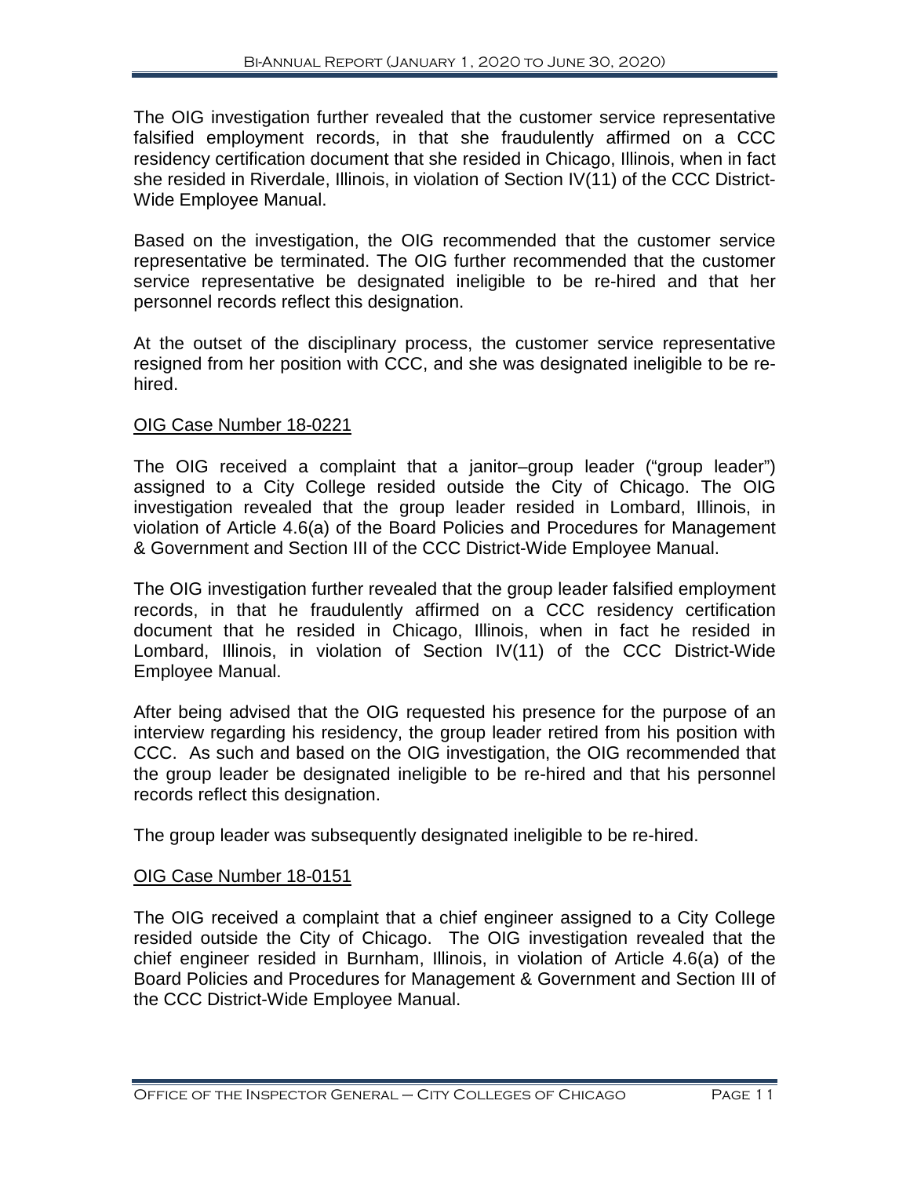The OIG investigation further revealed that the customer service representative falsified employment records, in that she fraudulently affirmed on a CCC residency certification document that she resided in Chicago, Illinois, when in fact she resided in Riverdale, Illinois, in violation of Section IV(11) of the CCC District-Wide Employee Manual.

Based on the investigation, the OIG recommended that the customer service representative be terminated. The OIG further recommended that the customer service representative be designated ineligible to be re-hired and that her personnel records reflect this designation.

At the outset of the disciplinary process, the customer service representative resigned from her position with CCC, and she was designated ineligible to be re-hired.

OIG Case Number 18-0221

The OIG received a complaint that a janitor–group leader ("group leader") assigned to a City College resided outside the City of Chicago. The OIG investigation revealed that the group leader resided in Lombard, Illinois, in violation of Article 4.6(a) of the Board Policies and Procedures for Management & Government and Section III of the CCC District-Wide Employee Manual.

The OIG investigation further revealed that the group leader falsified employment records, in that he fraudulently affirmed on a CCC residency certification document that he resided in Chicago, Illinois, when in fact he resided in Lombard, Illinois, in violation of Section IV(11) of the CCC District-Wide Employee Manual.

After being advised that the OIG requested his presence for the purpose of an interview regarding his residency, the group leader retired from his position with CCC. As such and based on the OIG investigation, the OIG recommended that the group leader be designated ineligible to be re-hired and that his personnel records reflect this designation.

The group leader was subsequently designated ineligible to be re-hired.

OIG Case Number 18-0151

The OIG received a complaint that a chief engineer assigned to a City College resided outside the City of Chicago. The OIG investigation revealed that the chief engineer resided in Burnham, Illinois, in violation of Article 4.6(a) of the Board Policies and Procedures for Management & Government and Section III of the CCC District-Wide Employee Manual.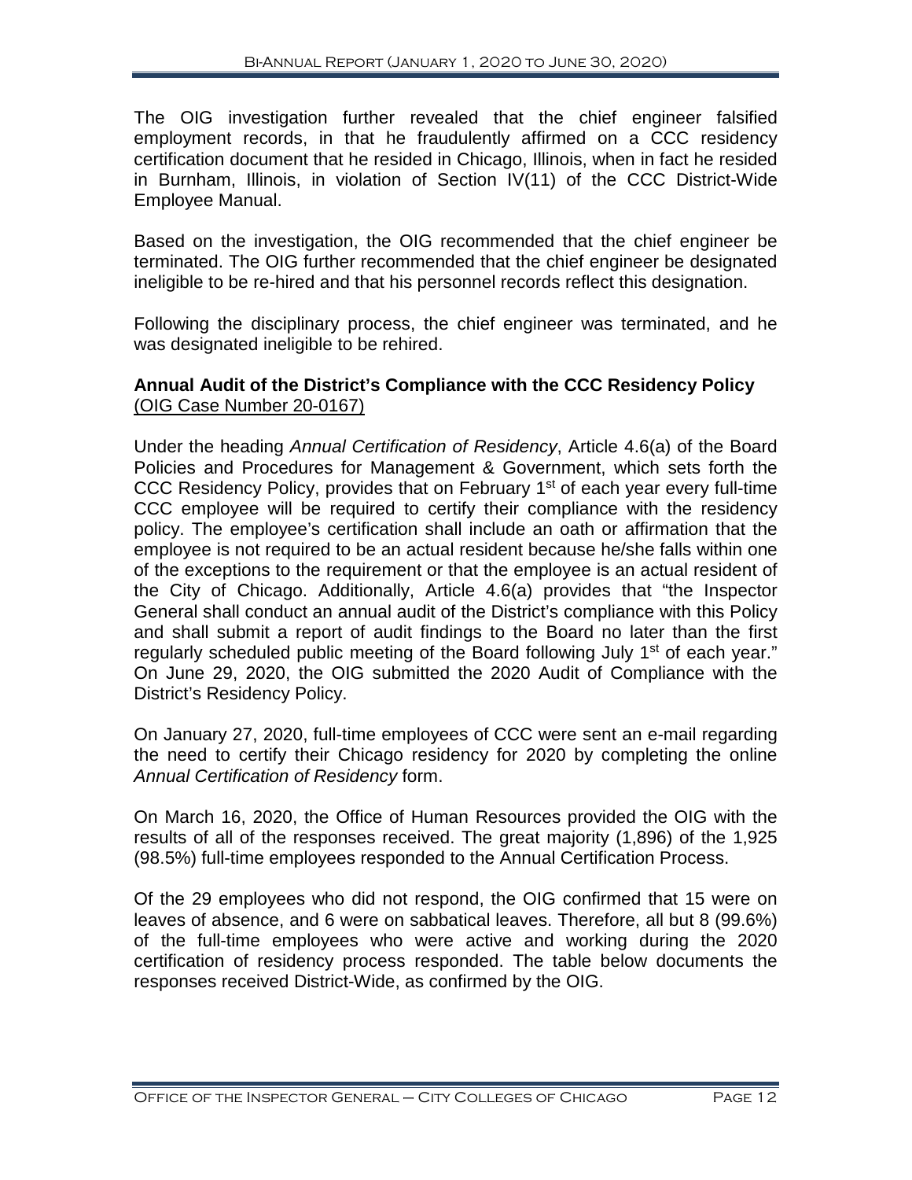The OIG investigation further revealed that the chief engineer falsified employment records, in that he fraudulently affirmed on a CCC residency certification document that he resided in Chicago, Illinois, when in fact he resided in Burnham, Illinois, in violation of Section IV(11) of the CCC District-Wide Employee Manual.

Based on the investigation, the OIG recommended that the chief engineer be terminated. The OIG further recommended that the chief engineer be designated ineligible to be re-hired and that his personnel records reflect this designation.

Following the disciplinary process, the chief engineer was terminated, and he was designated ineligible to be rehired.

**Annual Audit of the District's Compliance with the CCC Residency Policy**
(OIG Case Number 20-0167)

Under the heading *Annual Certification of Residency*, Article 4.6(a) of the Board Policies and Procedures for Management & Government, which sets forth the CCC Residency Policy, provides that on February 1st of each year every full-time CCC employee will be required to certify their compliance with the residency policy. The employee's certification shall include an oath or affirmation that the employee is not required to be an actual resident because he/she falls within one of the exceptions to the requirement or that the employee is an actual resident of the City of Chicago. Additionally, Article 4.6(a) provides that "the Inspector General shall conduct an annual audit of the District's compliance with this Policy and shall submit a report of audit findings to the Board no later than the first regularly scheduled public meeting of the Board following July 1st of each year." On June 29, 2020, the OIG submitted the 2020 Audit of Compliance with the District's Residency Policy.

On January 27, 2020, full-time employees of CCC were sent an e-mail regarding the need to certify their Chicago residency for 2020 by completing the online *Annual Certification of Residency* form.

On March 16, 2020, the Office of Human Resources provided the OIG with the results of all of the responses received. The great majority (1,896) of the 1,925 (98.5%) full-time employees responded to the Annual Certification Process.

Of the 29 employees who did not respond, the OIG confirmed that 15 were on leaves of absence, and 6 were on sabbatical leaves. Therefore, all but 8 (99.6%) of the full-time employees who were active and working during the 2020 certification of residency process responded. The table below documents the responses received District-Wide, as confirmed by the OIG.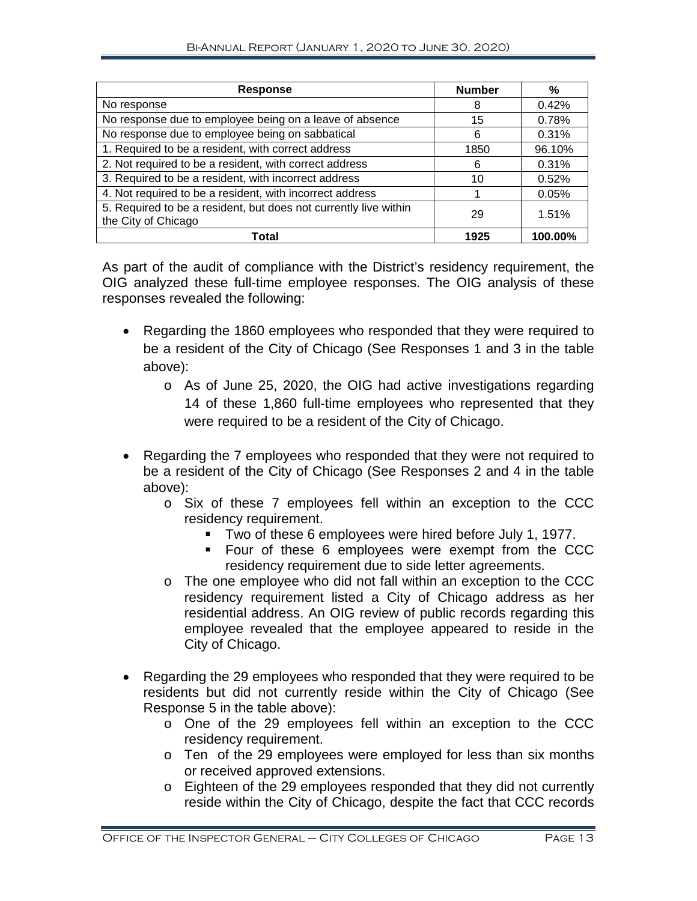| Response | Number | % |
|---|---|---|
| No response | 8 | 0.42% |
| No response due to employee being on a leave of absence | 15 | 0.78% |
| No response due to employee being on sabbatical | 6 | 0.31% |
| 1. Required to be a resident, with correct address | 1850 | 96.10% |
| 2. Not required to be a resident, with correct address | 6 | 0.31% |
| 3. Required to be a resident, with incorrect address | 10 | 0.52% |
| 4. Not required to be a resident, with incorrect address | 1 | 0.05% |
| 5. Required to be a resident, but does not currently live within the City of Chicago | 29 | 1.51% |
| **Total** | **1925** | **100.00%** |

As part of the audit of compliance with the District's residency requirement, the OIG analyzed these full-time employee responses. The OIG analysis of these responses revealed the following:

- Regarding the 1860 employees who responded that they were required to be a resident of the City of Chicago (See Responses 1 and 3 in the table above):
  - As of June 25, 2020, the OIG had active investigations regarding 14 of these 1,860 full-time employees who represented that they were required to be a resident of the City of Chicago.

- Regarding the 7 employees who responded that they were not required to be a resident of the City of Chicago (See Responses 2 and 4 in the table above):
  - Six of these 7 employees fell within an exception to the CCC residency requirement.
    - Two of these 6 employees were hired before July 1, 1977.
    - Four of these 6 employees were exempt from the CCC residency requirement due to side letter agreements.
  - The one employee who did not fall within an exception to the CCC residency requirement listed a City of Chicago address as her residential address. An OIG review of public records regarding this employee revealed that the employee appeared to reside in the City of Chicago.

- Regarding the 29 employees who responded that they were required to be residents but did not currently reside within the City of Chicago (See Response 5 in the table above):
  - One of the 29 employees fell within an exception to the CCC residency requirement.
  - Ten of the 29 employees were employed for less than six months or received approved extensions.
  - Eighteen of the 29 employees responded that they did not currently reside within the City of Chicago, despite the fact that CCC records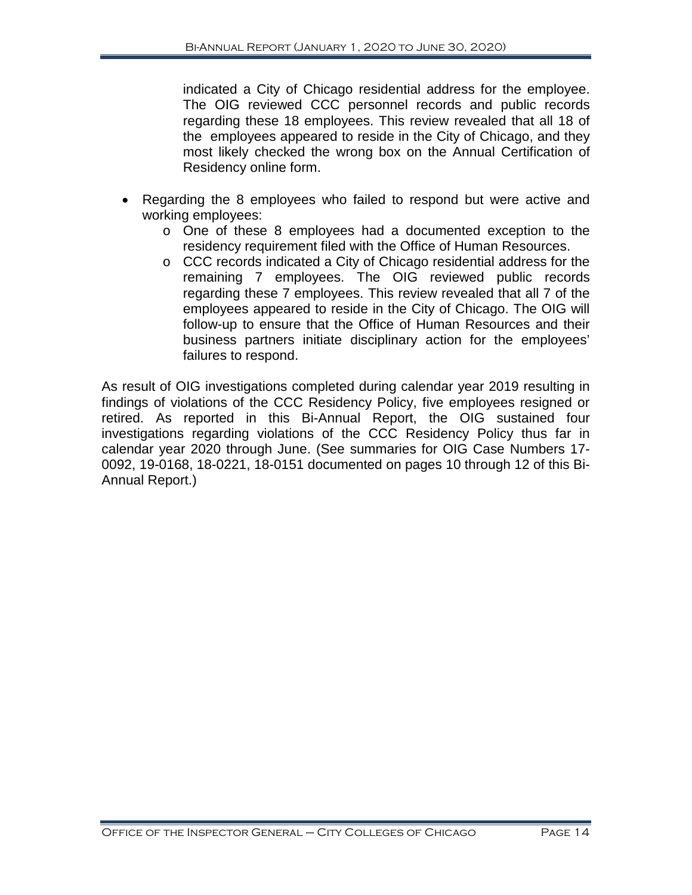indicated a City of Chicago residential address for the employee. The OIG reviewed CCC personnel records and public records regarding these 18 employees. This review revealed that all 18 of the employees appeared to reside in the City of Chicago, and they most likely checked the wrong box on the Annual Certification of Residency online form.

- Regarding the 8 employees who failed to respond but were active and working employees:
  - One of these 8 employees had a documented exception to the residency requirement filed with the Office of Human Resources.
  - CCC records indicated a City of Chicago residential address for the remaining 7 employees. The OIG reviewed public records regarding these 7 employees. This review revealed that all 7 of the employees appeared to reside in the City of Chicago. The OIG will follow-up to ensure that the Office of Human Resources and their business partners initiate disciplinary action for the employees' failures to respond.

As result of OIG investigations completed during calendar year 2019 resulting in findings of violations of the CCC Residency Policy, five employees resigned or retired. As reported in this Bi-Annual Report, the OIG sustained four investigations regarding violations of the CCC Residency Policy thus far in calendar year 2020 through June. (See summaries for OIG Case Numbers 17-0092, 19-0168, 18-0221, 18-0151 documented on pages 10 through 12 of this Bi-Annual Report.)